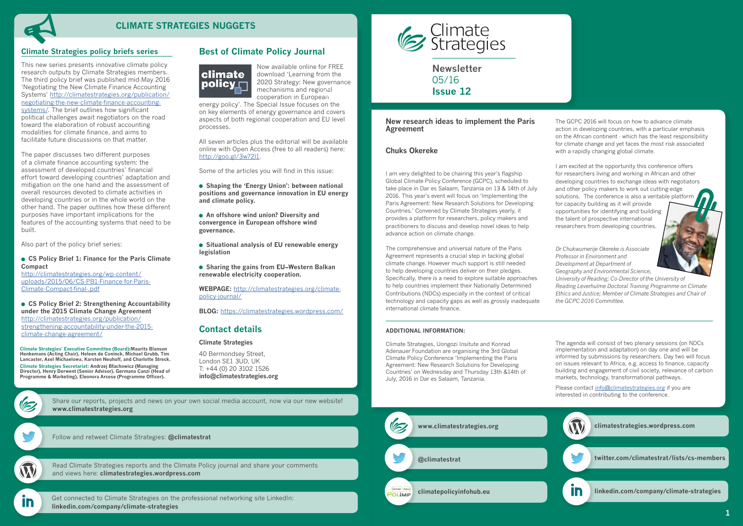# CLIMATE STRATEGIES NUGGETS

## Climate Strategies policy briefs series

This new series presents innovative climate policy research outputs by Climate Strategies members. The third policy brief was published mid-May 2016 'Negotiating the New Climate Finance Accounting Systems' http://climatestrategies.org/publication/negotiating-the-new-climate-finance-accounting-systems/. The brief outlines how significant political challenges await negotiators on the road toward the elaboration of robust accounting modalities for climate finance, and aims to facilitate future discussions on that matter.

The paper discusses two different purposes of a climate finance accounting system: the assessment of developed countries' financial effort toward developing countries' adaptation and mitigation on the one hand and the assessment of overall resources devoted to climate activities in developing countries or in the whole world on the other hand. The paper outlines how these different purposes have important implications for the features of the accounting systems that need to be built.

Also part of the policy brief series:

- **CS Policy Brief 1: Finance for the Paris Climate Compact** http://climatestrategies.org/wp-content/uploads/2015/06/CS-PB1-Finance-for-Paris-Climate-Compact-final-.pdf
- **CS Policy Brief 2: Strengthening Accountability under the 2015 Climate Change Agreement** http://climatestrategies.org/publication/strengthening-accountability-under-the-2015-climate-change-agreement/

**Climate Strategies' Executive Committee (Board):** Maurits Blanson Henkemans (Acting Chair), Heleen de Coninck, Michael Grubb, Tim Lancaster, Axel Michaelowa, Karsten Neuhoff, and Charlotte Streck.

**Climate Strategies Secretariat:** Andrzej Błachowicz (Managing Director), Henry Derwent (Senior Advisor), Germana Canzi (Head of Programme & Marketing), Eleonora Arcese (Programme Officer).

## Best of Climate Policy Journal

Now available online for FREE download 'Learning from the 2020 Strategy: New governance mechanisms and regional cooperation in European energy policy'. The Special Issue focuses on the on key elements of energy governance and covers aspects of both regional cooperation and EU level processes.

All seven articles plus the editorial will be available online with Open Access (free to all readers) here: http://goo.gl/3w72l1.

Some of the articles you will find in this issue:

- **Shaping the 'Energy Union': between national positions and governance innovation in EU energy and climate policy.**
- **An offshore wind union? Diversity and convergence in European offshore wind governance.**
- **Situational analysis of EU renewable energy legislation**
- **Sharing the gains from EU–Western Balkan renewable electricity cooperation.**

**WEBPAGE:** http://climatestrategies.org/climate-policy-journal/

**BLOG:** https://climatestrategies.wordpress.com/

## Contact details

**Climate Strategies**

40 Bermondsey Street,
London SE1 3UD, UK
T: +44 (0) 20 3102 1526
**info@climatestrategies.org**

Share our reports, projects and news on your own social media account, now via our new website! **www.climatestrategies.org**

Follow and retweet Climate Strategies: **@climatestrat**

Read Climate Strategies reports and the Climate Policy journal and share your comments and views here: **climatestrategies.wordpress.com**

Get connected to Climate Strategies on the professional networking site LinkedIn: **linkedin.com/company/climate-strategies**

# Climate Strategies

**Newsletter**
05/16
**Issue 12**

## New research ideas to implement the Paris Agreement

### Chuks Okereke

I am very delighted to be chairing this year's flagship Global Climate Policy Conference (GCPC), scheduled to take place in Dar es Salaam, Tanzania on 13 & 14th of July 2016. This year's event will focus on 'Implementing the Paris Agreement: New Research Solutions for Developing Countries.' Convened by Climate Strategies yearly, it provides a platform for researchers, policy makers and practitioners to discuss and develop novel ideas to help advance action on climate change.

The comprehensive and universal nature of the Paris Agreement represents a crucial step in tacking global climate change. However much support is still needed to help developing countries deliver on their pledges. Specifically, there is a need to explore suitable approaches to help countries implement their Nationally Determined Contributions (NDCs) especially in the context of critical technology and capacity gaps as well as grossly inadequate international climate finance.

The GCPC 2016 will focus on how to advance climate action in developing countries, with a particular emphasis on the African continent - which has the least responsibility for climate change and yet faces the most risk associated with a rapidly changing global climate.

I am excited at the opportunity this conference offers for researchers living and working in African and other developing countries to exchange ideas with negotiators and other policy makers to work out cutting-edge solutions. The conference is also a veritable platform for capacity building as it will provide opportunities for identifying and building the talent of prospective international researchers from developing countries.

*Dr Chukwumerije Okereke is Associate Professor in Environment and Development at Department of Geography and Environmental Science, University of Reading; Co-Director of the University of Reading Leverhulme Doctoral Training Programme on Climate Ethics and Justice; Member of Climate Strategies and Chair of the GCPC 2016 Committee.*

### ADDITIONAL INFORMATION:

Climate Strategies, Uongozi Insitute and Konrad Adenauer Foundation are organising the 3rd Global Climate Policy Conference 'Implementing the Paris Agreement: New Research Solutions for Developing Countries' on Wednesday and Thursday 13th &14th of July, 2016 in Dar es Salaam, Tanzania.

The agenda will consist of two plenary sessions (on NDCs implementation and adaptation) on day one and will be informed by submissions by researchers. Day two will focus on issues relevant to Africa, e.g. access to finance, capacity building and engagement of civil society, relevance of carbon markets, technology, transformational pathways.

Please contact info@climatestrategies.org if you are interested in contributing to the conference.

**www.climatestrategies.org**

**@climatestrat**

**climatepolicyinfohub.eu**

**climatestrategies.wordpress.com**

**twitter.com/climatestrat/lists/cs-members**

**linkedin.com/company/climate-strategies**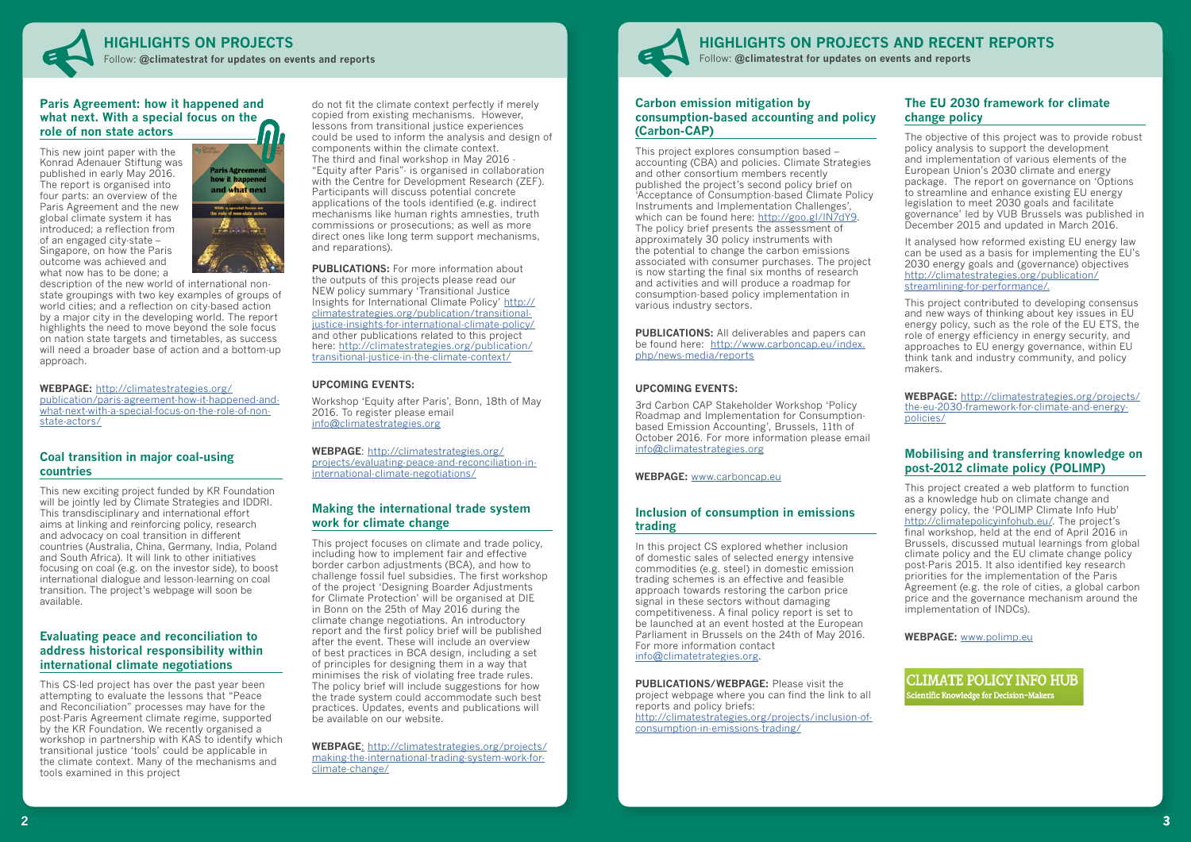## HIGHLIGHTS ON PROJECTS

Follow: **@climatestrat for updates on events and reports**

### Paris Agreement: how it happened and what next. With a special focus on the role of non state actors

This new joint paper with the Konrad Adenauer Stiftung was published in early May 2016. The report is organised into four parts: an overview of the Paris Agreement and the new global climate system it has introduced; a reflection from of an engaged city-state – Singapore, on how the Paris outcome was achieved and what now has to be done; a description of the new world of international non-state groupings with two key examples of groups of world cities; and a reflection on city-based action by a major city in the developing world. The report highlights the need to move beyond the sole focus on nation state targets and timetables, as success will need a broader base of action and a bottom-up approach.

**WEBPAGE:** http://climatestrategies.org/publication/paris-agreement-how-it-happened-and-what-next-with-a-special-focus-on-the-role-of-non-state-actors/

### Coal transition in major coal-using countries

This new exciting project funded by KR Foundation will be jointly led by Climate Strategies and IDDRI. This transdisciplinary and international effort aims at linking and reinforcing policy, research and advocacy on coal transition in different countries (Australia, China, Germany, India, Poland and South Africa). It will link to other initiatives focusing on coal (e.g. on the investor side), to boost international dialogue and lesson-learning on coal transition. The project's webpage will soon be available.

### Evaluating peace and reconciliation to address historical responsibility within international climate negotiations

This CS-led project has over the past year been attempting to evaluate the lessons that "Peace and Reconciliation" processes may have for the post-Paris Agreement climate regime, supported by the KR Foundation. We recently organised a workshop in partnership with KAS to identify which transitional justice 'tools' could be applicable in the climate context. Many of the mechanisms and tools examined in this project do not fit the climate context perfectly if merely copied from existing mechanisms. However, lessons from transitional justice experiences could be used to inform the analysis and design of components within the climate context.
The third and final workshop in May 2016 - "Equity after Paris"- is organised in collaboration with the Centre for Development Research (ZEF). Participants will discuss potential concrete applications of the tools identified (e.g. indirect mechanisms like human rights amnesties, truth commissions or prosecutions; as well as more direct ones like long term support mechanisms, and reparations).

**PUBLICATIONS:** For more information about the outputs of this projects please read our NEW policy summary 'Transitional Justice Insights for International Climate Policy' http://climatestrategies.org/publication/transitional-justice-insights-for-international-climate-policy/ and other publications related to this project here: http://climatestrategies.org/publication/transitional-justice-in-the-climate-context/

**UPCOMING EVENTS:**

Workshop 'Equity after Paris', Bonn, 18th of May 2016. To register please email info@climatestrategies.org

**WEBPAGE**: http://climatestrategies.org/projects/evaluating-peace-and-reconciliation-in-international-climate-negotiations/

### Making the international trade system work for climate change

This project focuses on climate and trade policy, including how to implement fair and effective border carbon adjustments (BCA), and how to challenge fossil fuel subsidies. The first workshop of the project 'Designing Boarder Adjustments for Climate Protection' will be organised at DIE in Bonn on the 25th of May 2016 during the climate change negotiations. An introductory report and the first policy brief will be published after the event. These will include an overview of best practices in BCA design, including a set of principles for designing them in a way that minimises the risk of violating free trade rules. The policy brief will include suggestions for how the trade system could accommodate such best practices. Updates, events and publications will be available on our website.

**WEBPAGE**: http://climatestrategies.org/projects/making-the-international-trading-system-work-for-climate-change/

## HIGHLIGHTS ON PROJECTS AND RECENT REPORTS

Follow: **@climatestrat for updates on events and reports**

### Carbon emission mitigation by consumption-based accounting and policy (Carbon-CAP)

This project explores consumption based – accounting (CBA) and policies. Climate Strategies and other consortium members recently published the project's second policy brief on 'Acceptance of Consumption-based Climate Policy Instruments and Implementation Challenges', which can be found here: http://goo.gl/IN7dY9. The policy brief presents the assessment of approximately 30 policy instruments with the potential to change the carbon emissions associated with consumer purchases. The project is now starting the final six months of research and activities and will produce a roadmap for consumption-based policy implementation in various industry sectors.

**PUBLICATIONS:** All deliverables and papers can be found here: http://www.carboncap.eu/index.php/news-media/reports

**UPCOMING EVENTS:**

3rd Carbon CAP Stakeholder Workshop 'Policy Roadmap and Implementation for Consumption-based Emission Accounting', Brussels, 11th of October 2016. For more information please email info@climatestrategies.org

**WEBPAGE:** www.carboncap.eu

### Inclusion of consumption in emissions trading

In this project CS explored whether inclusion of domestic sales of selected energy intensive commodities (e.g. steel) in domestic emission trading schemes is an effective and feasible approach towards restoring the carbon price signal in these sectors without damaging competitiveness. A final policy report is set to be launched at an event hosted at the European Parliament in Brussels on the 24th of May 2016. For more information contact info@climatetrategies.org.

**PUBLICATIONS/WEBPAGE:** Please visit the project webpage where you can find the link to all reports and policy briefs:
http://climatestrategies.org/projects/inclusion-of-consumption-in-emissions-trading/

### The EU 2030 framework for climate change policy

The objective of this project was to provide robust policy analysis to support the development and implementation of various elements of the European Union's 2030 climate and energy package. The report on governance on 'Options to streamline and enhance existing EU energy legislation to meet 2030 goals and facilitate governance' led by VUB Brussels was published in December 2015 and updated in March 2016.

It analysed how reformed existing EU energy law can be used as a basis for implementing the EU's 2030 energy goals and (governance) objectives http://climatestrategies.org/publication/streamlining-for-performance/.

This project contributed to developing consensus and new ways of thinking about key issues in EU energy policy, such as the role of the EU ETS, the role of energy efficiency in energy security, and approaches to EU energy governance, within EU think tank and industry community, and policy makers.

**WEBPAGE:** http://climatestrategies.org/projects/the-eu-2030-framework-for-climate-and-energy-policies/

### Mobilising and transferring knowledge on post-2012 climate policy (POLIMP)

This project created a web platform to function as a knowledge hub on climate change and energy policy, the 'POLIMP Climate Info Hub' http://climatepolicyinfohub.eu/. The project's final workshop, held at the end of April 2016 in Brussels, discussed mutual learnings from global climate policy and the EU climate change policy post-Paris 2015. It also identified key research priorities for the implementation of the Paris Agreement (e.g. the role of cities, a global carbon price and the governance mechanism around the implementation of INDCs).

**WEBPAGE:** www.polimp.eu

CLIMATE POLICY INFO HUB
Scientific Knowledge for Decision-Makers